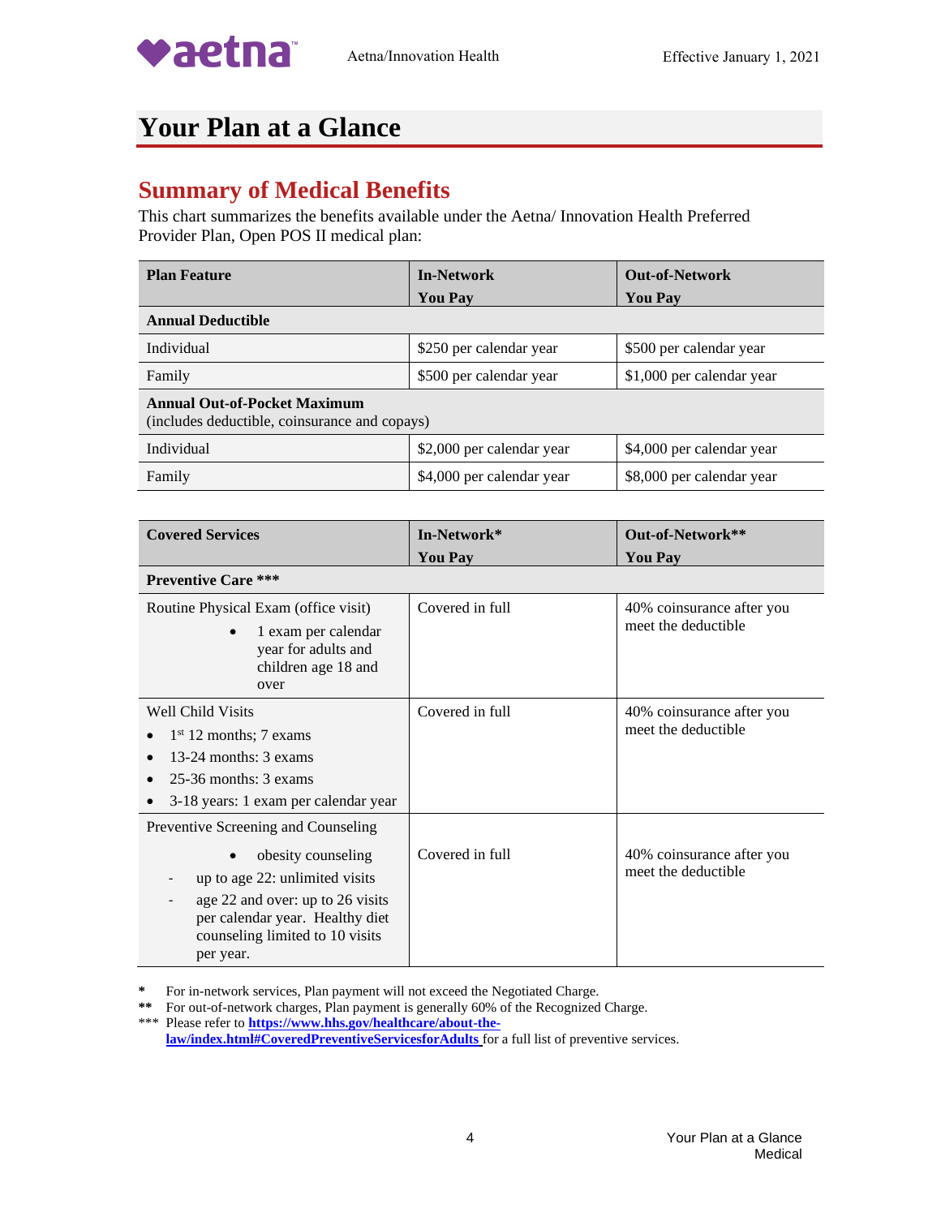# Your Plan at a Glance

## Summary of Medical Benefits

This chart summarizes the benefits available under the Aetna/ Innovation Health Preferred Provider Plan, Open POS II medical plan:

| Plan Feature | In-Network You Pay | Out-of-Network You Pay |
|---|---|---|
| **Annual Deductible** | | |
| Individual | $250 per calendar year | $500 per calendar year |
| Family | $500 per calendar year | $1,000 per calendar year |
| **Annual Out-of-Pocket Maximum** (includes deductible, coinsurance and copays) | | |
| Individual | $2,000 per calendar year | $4,000 per calendar year |
| Family | $4,000 per calendar year | $8,000 per calendar year |

| Covered Services | In-Network* You Pay | Out-of-Network** You Pay |
|---|---|---|
| **Preventive Care \*\*\*** | | |
| Routine Physical Exam (office visit)<br>• 1 exam per calendar year for adults and children age 18 and over | Covered in full | 40% coinsurance after you meet the deductible |
| Well Child Visits<br>• 1st 12 months; 7 exams<br>• 13-24 months: 3 exams<br>• 25-36 months: 3 exams<br>• 3-18 years: 1 exam per calendar year | Covered in full | 40% coinsurance after you meet the deductible |
| Preventive Screening and Counseling<br>• obesity counseling<br>- up to age 22: unlimited visits<br>- age 22 and over: up to 26 visits per calendar year. Healthy diet counseling limited to 10 visits per year. | Covered in full | 40% coinsurance after you meet the deductible |

\* For in-network services, Plan payment will not exceed the Negotiated Charge.

\*\* For out-of-network charges, Plan payment is generally 60% of the Recognized Charge.

\*\*\* Please refer to **https://www.hhs.gov/healthcare/about-the-law/index.html#CoveredPreventiveServicesforAdults** for a full list of preventive services.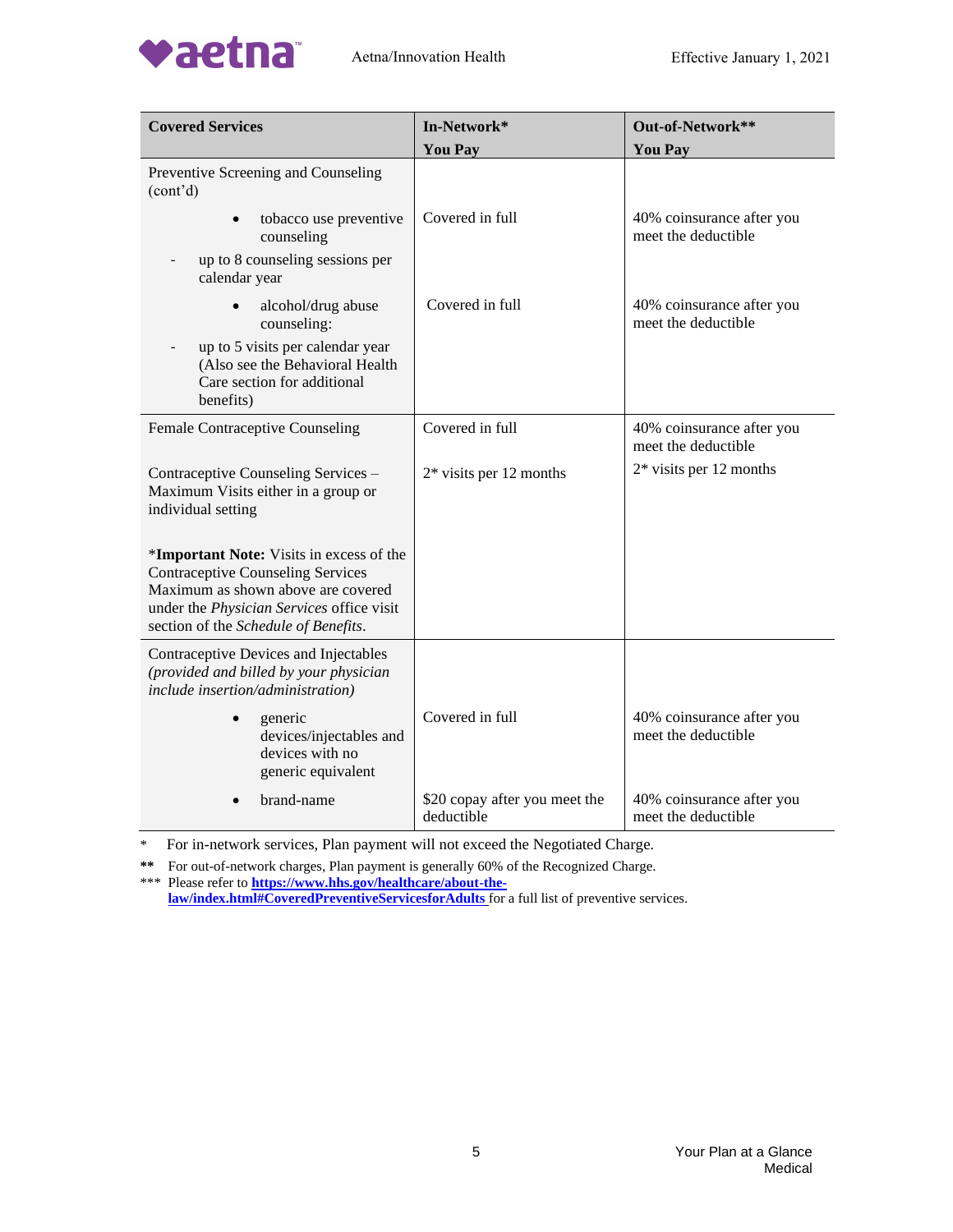| Covered Services | In-Network* You Pay | Out-of-Network** You Pay |
|---|---|---|
| Preventive Screening and Counseling (cont'd) | | |
| • tobacco use preventive counseling<br>- up to 8 counseling sessions per calendar year | Covered in full | 40% coinsurance after you meet the deductible |
| • alcohol/drug abuse counseling:<br>- up to 5 visits per calendar year (Also see the Behavioral Health Care section for additional benefits) | Covered in full | 40% coinsurance after you meet the deductible |
| Female Contraceptive Counseling | Covered in full | 40% coinsurance after you meet the deductible |
| Contraceptive Counseling Services – Maximum Visits either in a group or individual setting | 2* visits per 12 months | 2* visits per 12 months |
| ***Important Note:** Visits in excess of the Contraceptive Counseling Services Maximum as shown above are covered under the *Physician Services* office visit section of the *Schedule of Benefits*. | | |
| Contraceptive Devices and Injectables *(provided and billed by your physician include insertion/administration)* | | |
| • generic devices/injectables and devices with no generic equivalent | Covered in full | 40% coinsurance after you meet the deductible |
| • brand-name | $20 copay after you meet the deductible | 40% coinsurance after you meet the deductible |

\* For in-network services, Plan payment will not exceed the Negotiated Charge.

** For out-of-network charges, Plan payment is generally 60% of the Recognized Charge.

*** Please refer to **https://www.hhs.gov/healthcare/about-the-law/index.html#CoveredPreventiveServicesforAdults** for a full list of preventive services.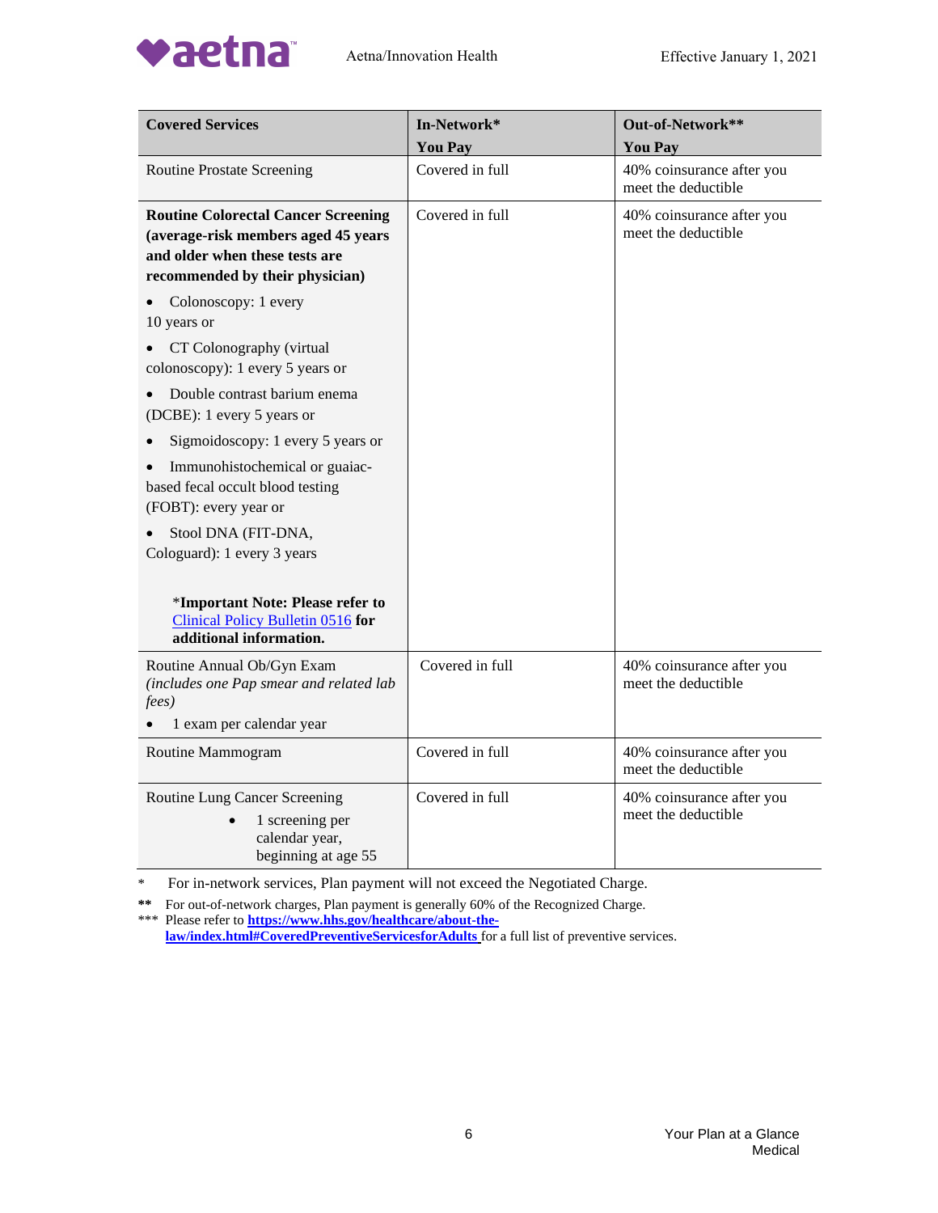| Covered Services | In-Network* You Pay | Out-of-Network** You Pay |
|---|---|---|
| Routine Prostate Screening | Covered in full | 40% coinsurance after you meet the deductible |
| **Routine Colorectal Cancer Screening (average-risk members aged 45 years and older when these tests are recommended by their physician)**<br>• Colonoscopy: 1 every 10 years or<br>• CT Colonography (virtual colonoscopy): 1 every 5 years or<br>• Double contrast barium enema (DCBE): 1 every 5 years or<br>• Sigmoidoscopy: 1 every 5 years or<br>• Immunohistochemical or guaiac-based fecal occult blood testing (FOBT): every year or<br>• Stool DNA (FIT-DNA, Cologuard): 1 every 3 years<br><br>*Important Note: Please refer to Clinical Policy Bulletin 0516 **for additional information.** | Covered in full | 40% coinsurance after you meet the deductible |
| Routine Annual Ob/Gyn Exam *(includes one Pap smear and related lab fees)*<br>• 1 exam per calendar year | Covered in full | 40% coinsurance after you meet the deductible |
| Routine Mammogram | Covered in full | 40% coinsurance after you meet the deductible |
| Routine Lung Cancer Screening<br>• 1 screening per calendar year, beginning at age 55 | Covered in full | 40% coinsurance after you meet the deductible |

\* For in-network services, Plan payment will not exceed the Negotiated Charge.

** For out-of-network charges, Plan payment is generally 60% of the Recognized Charge.

*** Please refer to **https://www.hhs.gov/healthcare/about-the-law/index.html#CoveredPreventiveServicesforAdults** for a full list of preventive services.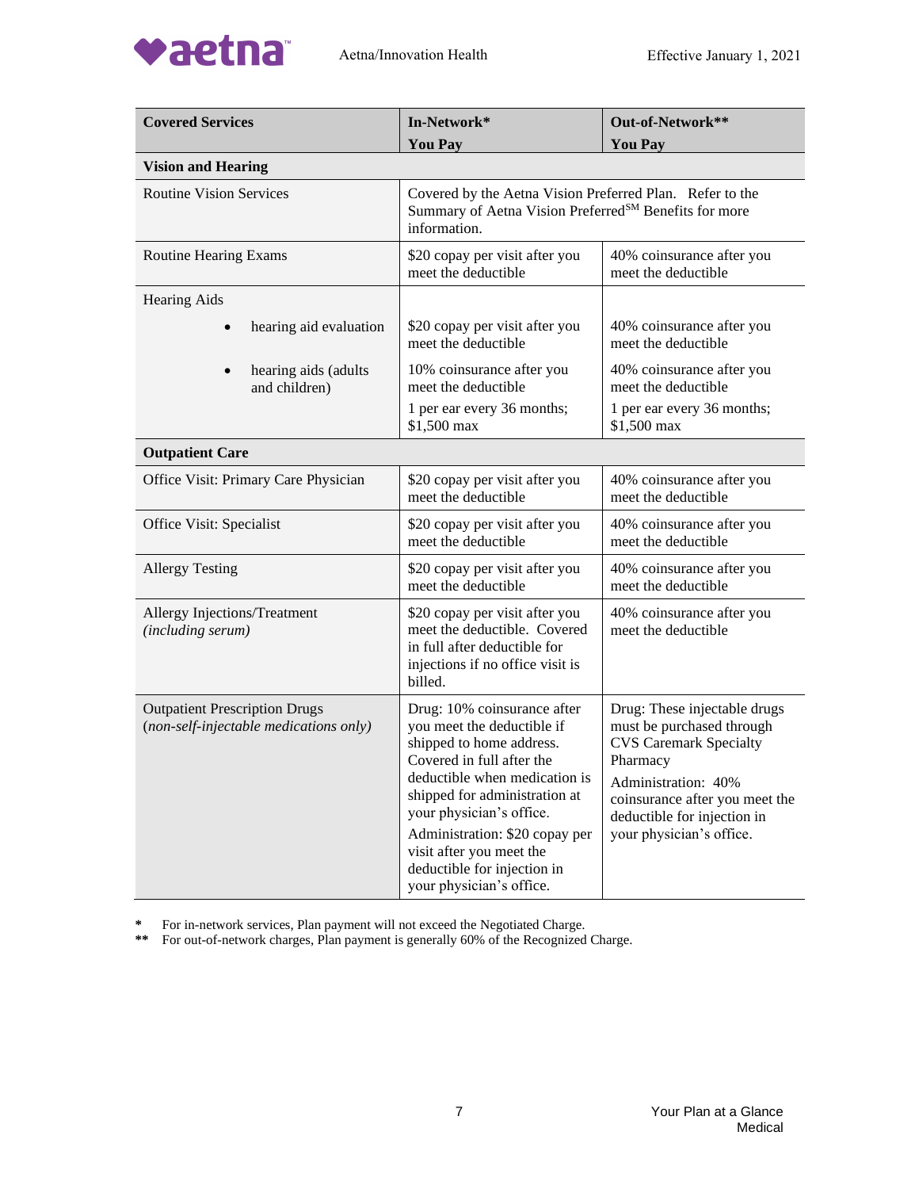| Covered Services | In-Network* You Pay | Out-of-Network** You Pay |
|---|---|---|
| **Vision and Hearing** | | |
| Routine Vision Services | Covered by the Aetna Vision Preferred Plan. Refer to the Summary of Aetna Vision Preferred[SM] Benefits for more information. | |
| Routine Hearing Exams | $20 copay per visit after you meet the deductible | 40% coinsurance after you meet the deductible |
| Hearing Aids | | |
| • hearing aid evaluation | $20 copay per visit after you meet the deductible | 40% coinsurance after you meet the deductible |
| • hearing aids (adults and children) | 10% coinsurance after you meet the deductible<br>1 per ear every 36 months; $1,500 max | 40% coinsurance after you meet the deductible<br>1 per ear every 36 months; $1,500 max |
| **Outpatient Care** | | |
| Office Visit: Primary Care Physician | $20 copay per visit after you meet the deductible | 40% coinsurance after you meet the deductible |
| Office Visit: Specialist | $20 copay per visit after you meet the deductible | 40% coinsurance after you meet the deductible |
| Allergy Testing | $20 copay per visit after you meet the deductible | 40% coinsurance after you meet the deductible |
| Allergy Injections/Treatment *(including serum)* | $20 copay per visit after you meet the deductible. Covered in full after deductible for injections if no office visit is billed. | 40% coinsurance after you meet the deductible |
| Outpatient Prescription Drugs (*non-self-injectable medications only)* | Drug: 10% coinsurance after you meet the deductible if shipped to home address. Covered in full after the deductible when medication is shipped for administration at your physician's office.<br>Administration: $20 copay per visit after you meet the deductible for injection in your physician's office. | Drug: These injectable drugs must be purchased through CVS Caremark Specialty Pharmacy<br>Administration: 40% coinsurance after you meet the deductible for injection in your physician's office. |

\* For in-network services, Plan payment will not exceed the Negotiated Charge.
** For out-of-network charges, Plan payment is generally 60% of the Recognized Charge.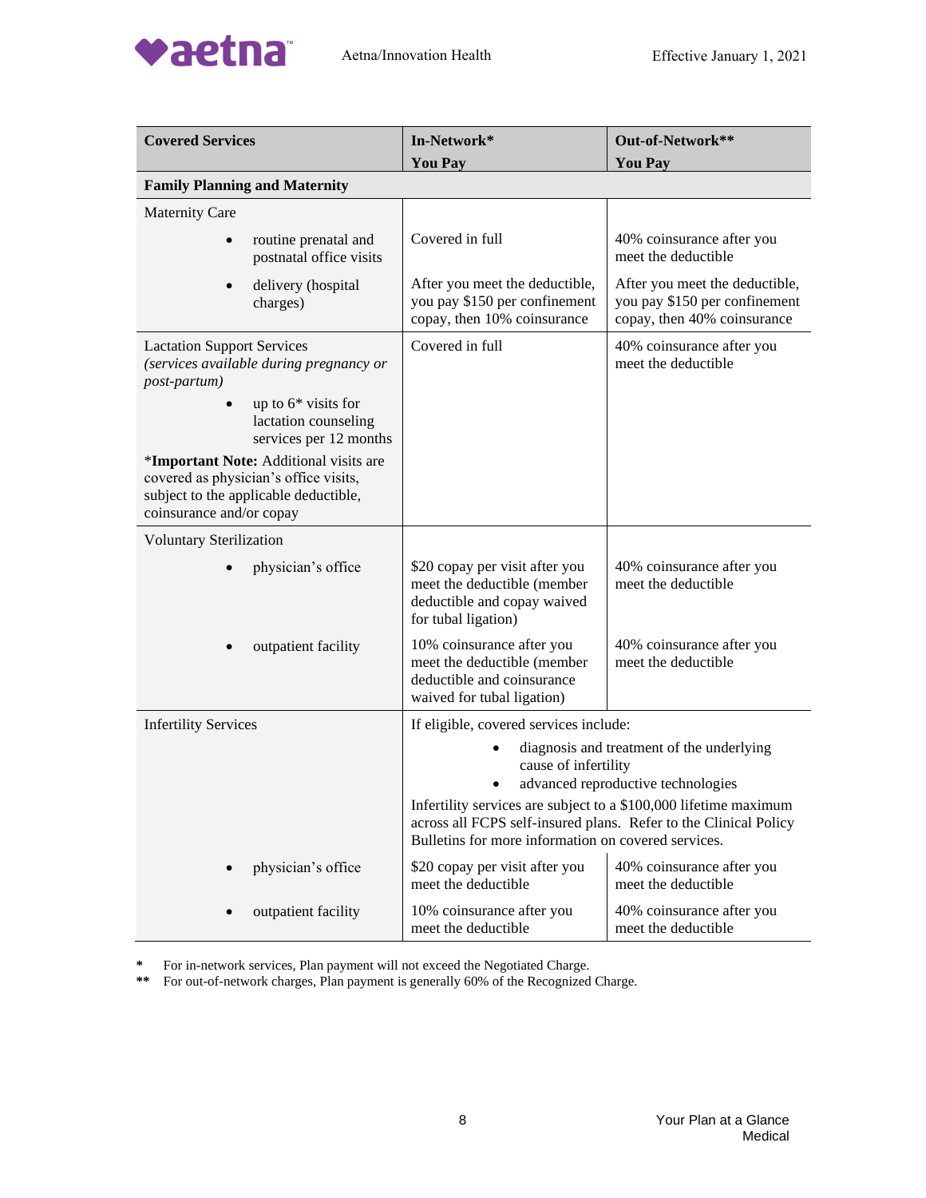| Covered Services | In-Network* You Pay | Out-of-Network** You Pay |
|---|---|---|
| **Family Planning and Maternity** | | |
| Maternity Care | | |
| • routine prenatal and postnatal office visits | Covered in full | 40% coinsurance after you meet the deductible |
| • delivery (hospital charges) | After you meet the deductible, you pay $150 per confinement copay, then 10% coinsurance | After you meet the deductible, you pay $150 per confinement copay, then 40% coinsurance |
| Lactation Support Services *(services available during pregnancy or post-partum)* • up to 6* visits for lactation counseling services per 12 months *__Important Note:__ Additional visits are covered as physician's office visits, subject to the applicable deductible, coinsurance and/or copay | Covered in full | 40% coinsurance after you meet the deductible |
| Voluntary Sterilization | | |
| • physician's office | $20 copay per visit after you meet the deductible (member deductible and copay waived for tubal ligation) | 40% coinsurance after you meet the deductible |
| • outpatient facility | 10% coinsurance after you meet the deductible (member deductible and coinsurance waived for tubal ligation) | 40% coinsurance after you meet the deductible |
| Infertility Services | If eligible, covered services include: • diagnosis and treatment of the underlying cause of infertility • advanced reproductive technologies Infertility services are subject to a $100,000 lifetime maximum across all FCPS self-insured plans. Refer to the Clinical Policy Bulletins for more information on covered services. | |
| • physician's office | $20 copay per visit after you meet the deductible | 40% coinsurance after you meet the deductible |
| • outpatient facility | 10% coinsurance after you meet the deductible | 40% coinsurance after you meet the deductible |

\* For in-network services, Plan payment will not exceed the Negotiated Charge.
\*\* For out-of-network charges, Plan payment is generally 60% of the Recognized Charge.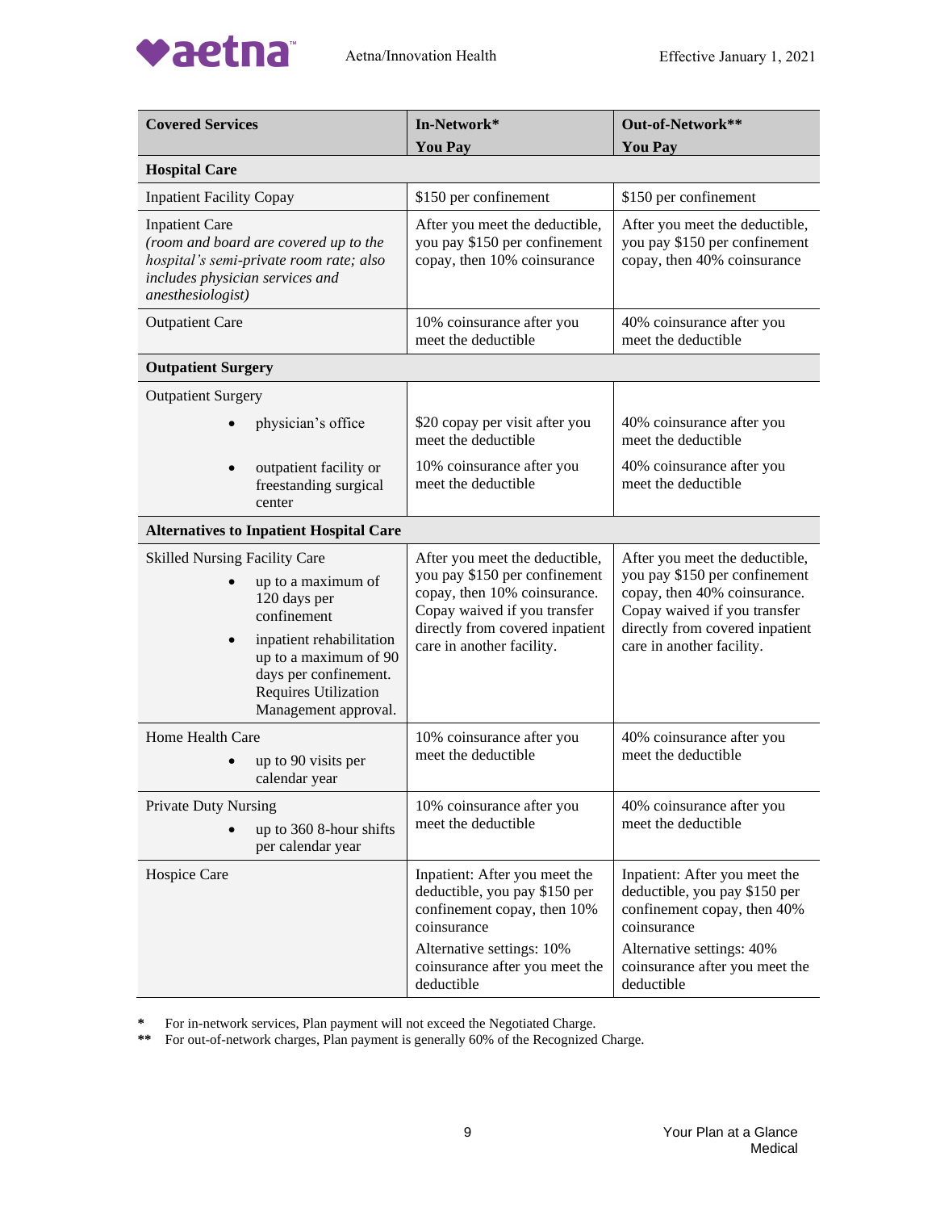| Covered Services | In-Network* You Pay | Out-of-Network** You Pay |
|---|---|---|
| **Hospital Care** | | |
| Inpatient Facility Copay | $150 per confinement | $150 per confinement |
| Inpatient Care *(room and board are covered up to the hospital's semi-private room rate; also includes physician services and anesthesiologist)* | After you meet the deductible, you pay $150 per confinement copay, then 10% coinsurance | After you meet the deductible, you pay $150 per confinement copay, then 40% coinsurance |
| Outpatient Care | 10% coinsurance after you meet the deductible | 40% coinsurance after you meet the deductible |
| **Outpatient Surgery** | | |
| Outpatient Surgery | | |
| • physician's office | $20 copay per visit after you meet the deductible | 40% coinsurance after you meet the deductible |
| • outpatient facility or freestanding surgical center | 10% coinsurance after you meet the deductible | 40% coinsurance after you meet the deductible |
| **Alternatives to Inpatient Hospital Care** | | |
| Skilled Nursing Facility Care<br>• up to a maximum of 120 days per confinement<br>• inpatient rehabilitation up to a maximum of 90 days per confinement. Requires Utilization Management approval. | After you meet the deductible, you pay $150 per confinement copay, then 10% coinsurance. Copay waived if you transfer directly from covered inpatient care in another facility. | After you meet the deductible, you pay $150 per confinement copay, then 40% coinsurance. Copay waived if you transfer directly from covered inpatient care in another facility. |
| Home Health Care<br>• up to 90 visits per calendar year | 10% coinsurance after you meet the deductible | 40% coinsurance after you meet the deductible |
| Private Duty Nursing<br>• up to 360 8-hour shifts per calendar year | 10% coinsurance after you meet the deductible | 40% coinsurance after you meet the deductible |
| Hospice Care | Inpatient: After you meet the deductible, you pay $150 per confinement copay, then 10% coinsurance<br>Alternative settings: 10% coinsurance after you meet the deductible | Inpatient: After you meet the deductible, you pay $150 per confinement copay, then 40% coinsurance<br>Alternative settings: 40% coinsurance after you meet the deductible |

\* For in-network services, Plan payment will not exceed the Negotiated Charge.

\*\* For out-of-network charges, Plan payment is generally 60% of the Recognized Charge.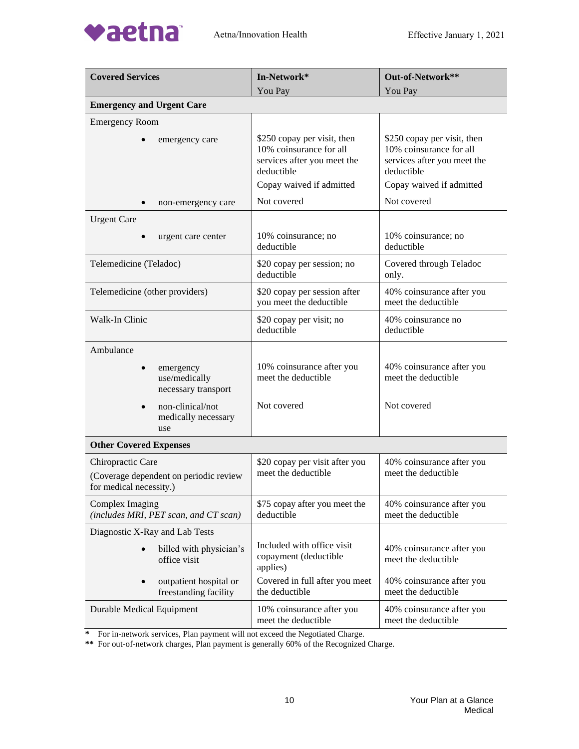| Covered Services | In-Network* You Pay | Out-of-Network** You Pay |
|---|---|---|
| **Emergency and Urgent Care** | | |
| Emergency Room | | |
| • emergency care | $250 copay per visit, then 10% coinsurance for all services after you meet the deductible<br>Copay waived if admitted | $250 copay per visit, then 10% coinsurance for all services after you meet the deductible<br>Copay waived if admitted |
| • non-emergency care | Not covered | Not covered |
| Urgent Care | | |
| • urgent care center | 10% coinsurance; no deductible | 10% coinsurance; no deductible |
| Telemedicine (Teladoc) | $20 copay per session; no deductible | Covered through Teladoc only. |
| Telemedicine (other providers) | $20 copay per session after you meet the deductible | 40% coinsurance after you meet the deductible |
| Walk-In Clinic | $20 copay per visit; no deductible | 40% coinsurance no deductible |
| Ambulance | | |
| • emergency use/medically necessary transport | 10% coinsurance after you meet the deductible | 40% coinsurance after you meet the deductible |
| • non-clinical/not medically necessary use | Not covered | Not covered |
| **Other Covered Expenses** | | |
| Chiropractic Care<br>(Coverage dependent on periodic review for medical necessity.) | $20 copay per visit after you meet the deductible | 40% coinsurance after you meet the deductible |
| Complex Imaging<br>*(includes MRI, PET scan, and CT scan)* | $75 copay after you meet the deductible | 40% coinsurance after you meet the deductible |
| Diagnostic X-Ray and Lab Tests | | |
| • billed with physician's office visit | Included with office visit copayment (deductible applies) | 40% coinsurance after you meet the deductible |
| • outpatient hospital or freestanding facility | Covered in full after you meet the deductible | 40% coinsurance after you meet the deductible |
| Durable Medical Equipment | 10% coinsurance after you meet the deductible | 40% coinsurance after you meet the deductible |

\* For in-network services, Plan payment will not exceed the Negotiated Charge.

\** For out-of-network charges, Plan payment is generally 60% of the Recognized Charge.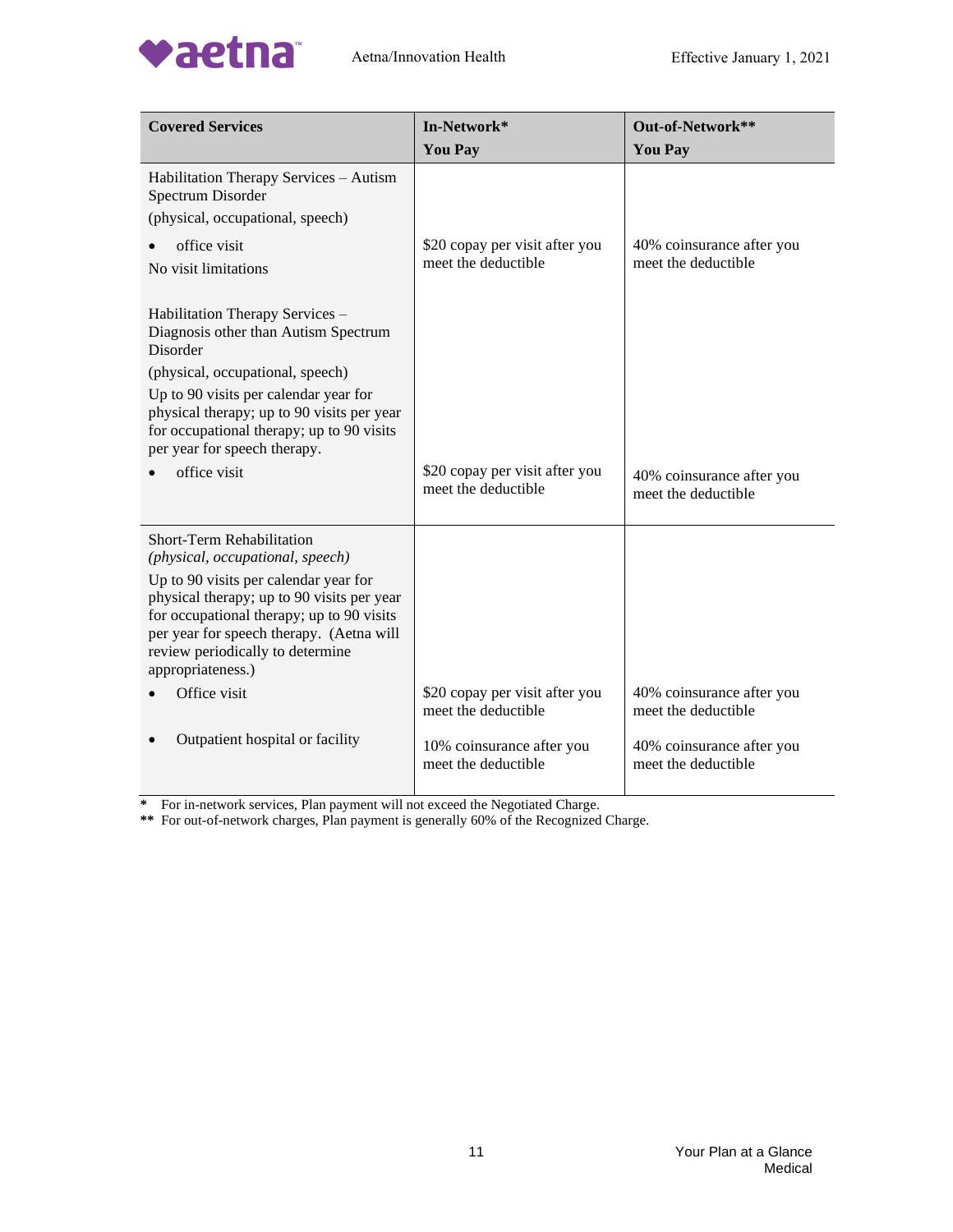| Covered Services | In-Network* You Pay | Out-of-Network** You Pay |
|---|---|---|
| Habilitation Therapy Services – Autism Spectrum Disorder (physical, occupational, speech) | | |
| • office visit<br>No visit limitations | $20 copay per visit after you meet the deductible | 40% coinsurance after you meet the deductible |
| Habilitation Therapy Services – Diagnosis other than Autism Spectrum Disorder (physical, occupational, speech)<br>Up to 90 visits per calendar year for physical therapy; up to 90 visits per year for occupational therapy; up to 90 visits per year for speech therapy. | | |
| • office visit | $20 copay per visit after you meet the deductible | 40% coinsurance after you meet the deductible |
| Short-Term Rehabilitation *(physical, occupational, speech)*<br>Up to 90 visits per calendar year for physical therapy; up to 90 visits per year for occupational therapy; up to 90 visits per year for speech therapy. (Aetna will review periodically to determine appropriateness.) | | |
| • Office visit | $20 copay per visit after you meet the deductible | 40% coinsurance after you meet the deductible |
| • Outpatient hospital or facility | 10% coinsurance after you meet the deductible | 40% coinsurance after you meet the deductible |

\* For in-network services, Plan payment will not exceed the Negotiated Charge.

\*\* For out-of-network charges, Plan payment is generally 60% of the Recognized Charge.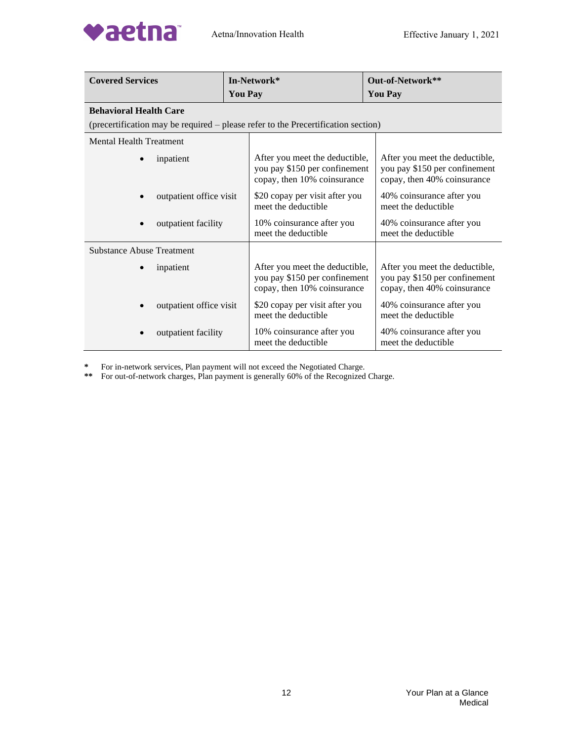| Covered Services | In-Network* You Pay | Out-of-Network** You Pay |
|---|---|---|
| **Behavioral Health Care** (precertification may be required – please refer to the Precertification section) | | |
| Mental Health Treatment | | |
| • inpatient | After you meet the deductible, you pay $150 per confinement copay, then 10% coinsurance | After you meet the deductible, you pay $150 per confinement copay, then 40% coinsurance |
| • outpatient office visit | $20 copay per visit after you meet the deductible | 40% coinsurance after you meet the deductible |
| • outpatient facility | 10% coinsurance after you meet the deductible | 40% coinsurance after you meet the deductible |
| Substance Abuse Treatment | | |
| • inpatient | After you meet the deductible, you pay $150 per confinement copay, then 10% coinsurance | After you meet the deductible, you pay $150 per confinement copay, then 40% coinsurance |
| • outpatient office visit | $20 copay per visit after you meet the deductible | 40% coinsurance after you meet the deductible |
| • outpatient facility | 10% coinsurance after you meet the deductible | 40% coinsurance after you meet the deductible |

\* For in-network services, Plan payment will not exceed the Negotiated Charge.

\** For out-of-network charges, Plan payment is generally 60% of the Recognized Charge.